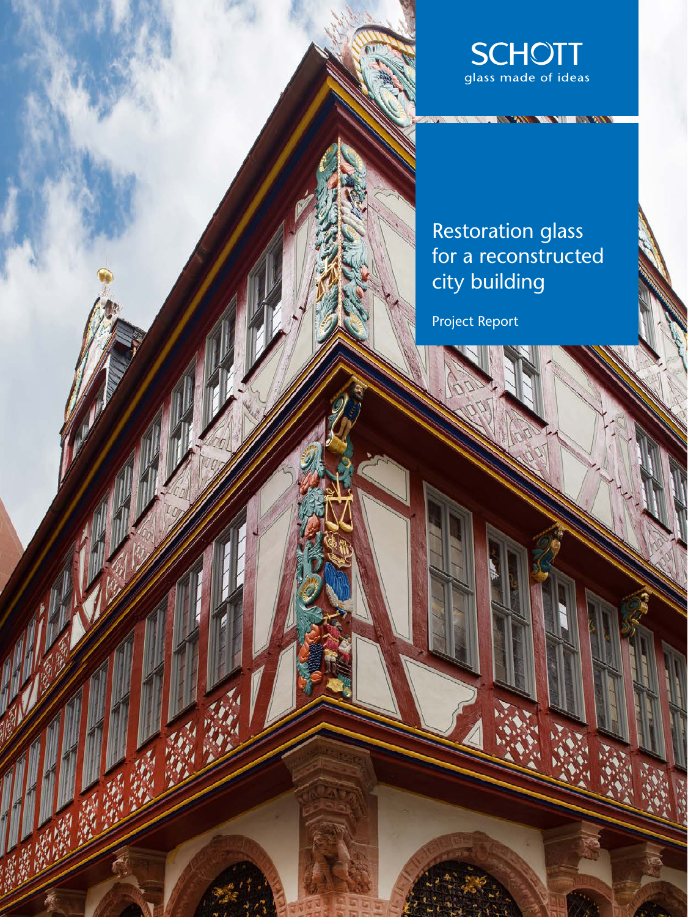SCHOTT
glass made of ideas

# Restoration glass for a reconstructed city building

Project Report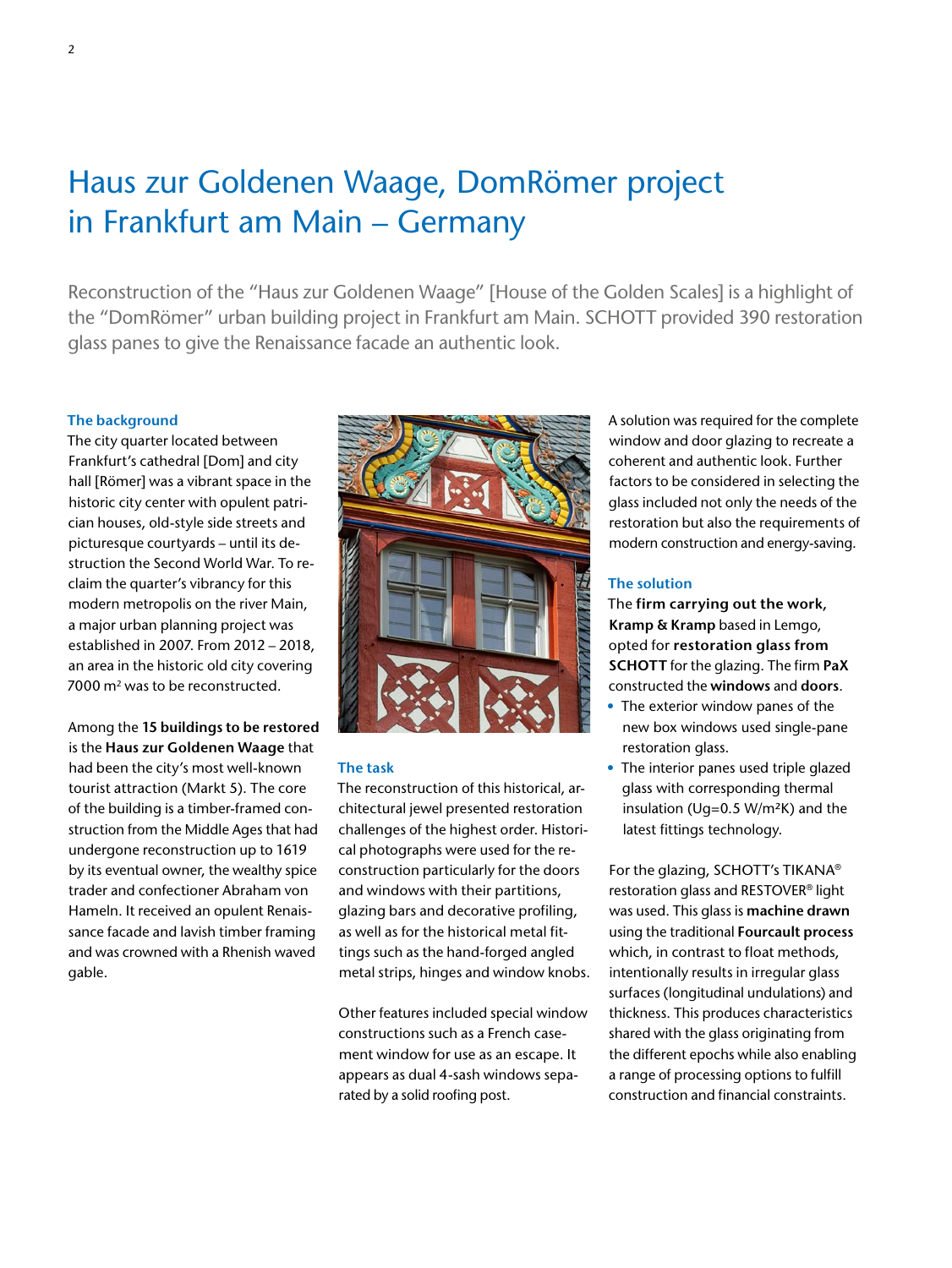# Haus zur Goldenen Waage, DomRömer project in Frankfurt am Main – Germany

Reconstruction of the "Haus zur Goldenen Waage" [House of the Golden Scales] is a highlight of the "DomRömer" urban building project in Frankfurt am Main. SCHOTT provided 390 restoration glass panes to give the Renaissance facade an authentic look.

### The background

The city quarter located between Frankfurt's cathedral [Dom] and city hall [Römer] was a vibrant space in the historic city center with opulent patrician houses, old-style side streets and picturesque courtyards – until its destruction the Second World War. To reclaim the quarter's vibrancy for this modern metropolis on the river Main, a major urban planning project was established in 2007. From 2012 – 2018, an area in the historic old city covering 7000 m² was to be reconstructed.

Among the **15 buildings to be restored** is the **Haus zur Goldenen Waage** that had been the city's most well-known tourist attraction (Markt 5). The core of the building is a timber-framed construction from the Middle Ages that had undergone reconstruction up to 1619 by its eventual owner, the wealthy spice trader and confectioner Abraham von Hameln. It received an opulent Renaissance facade and lavish timber framing and was crowned with a Rhenish waved gable.

### The task

The reconstruction of this historical, architectural jewel presented restoration challenges of the highest order. Historical photographs were used for the reconstruction particularly for the doors and windows with their partitions, glazing bars and decorative profiling, as well as for the historical metal fittings such as the hand-forged angled metal strips, hinges and window knobs.

Other features included special window constructions such as a French casement window for use as an escape. It appears as dual 4-sash windows separated by a solid roofing post.

A solution was required for the complete window and door glazing to recreate a coherent and authentic look. Further factors to be considered in selecting the glass included not only the needs of the restoration but also the requirements of modern construction and energy-saving.

### The solution

The **firm carrying out the work, Kramp & Kramp** based in Lemgo, opted for **restoration glass from SCHOTT** for the glazing. The firm **PaX** constructed the **windows** and **doors**.

- The exterior window panes of the new box windows used single-pane restoration glass.
- The interior panes used triple glazed glass with corresponding thermal insulation (Ug=0.5 W/m²K) and the latest fittings technology.

For the glazing, SCHOTT's TIKANA® restoration glass and RESTOVER® light was used. This glass is **machine drawn** using the traditional **Fourcault process** which, in contrast to float methods, intentionally results in irregular glass surfaces (longitudinal undulations) and thickness. This produces characteristics shared with the glass originating from the different epochs while also enabling a range of processing options to fulfill construction and financial constraints.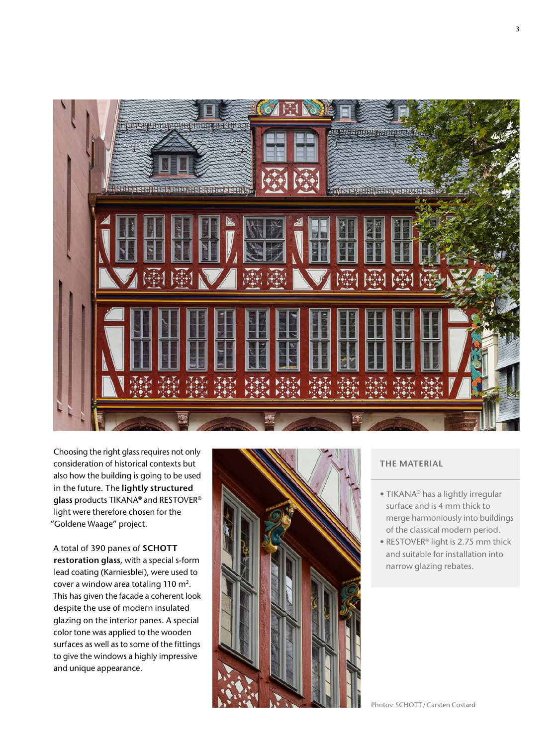Choosing the right glass requires not only consideration of historical contexts but also how the building is going to be used in the future. The **lightly structured glass** products TIKANA® and RESTOVER® light were therefore chosen for the "Goldene Waage" project.

A total of 390 panes of **SCHOTT restoration glass**, with a special s-form lead coating (Karniesblei), were used to cover a window area totaling 110 m². This has given the facade a coherent look despite the use of modern insulated glazing on the interior panes. A special color tone was applied to the wooden surfaces as well as to some of the fittings to give the windows a highly impressive and unique appearance.

## THE MATERIAL

- TIKANA® has a lightly irregular surface and is 4 mm thick to merge harmoniously into buildings of the classical modern period.
- RESTOVER® light is 2.75 mm thick and suitable for installation into narrow glazing rebates.

Photos: SCHOTT / Carsten Costard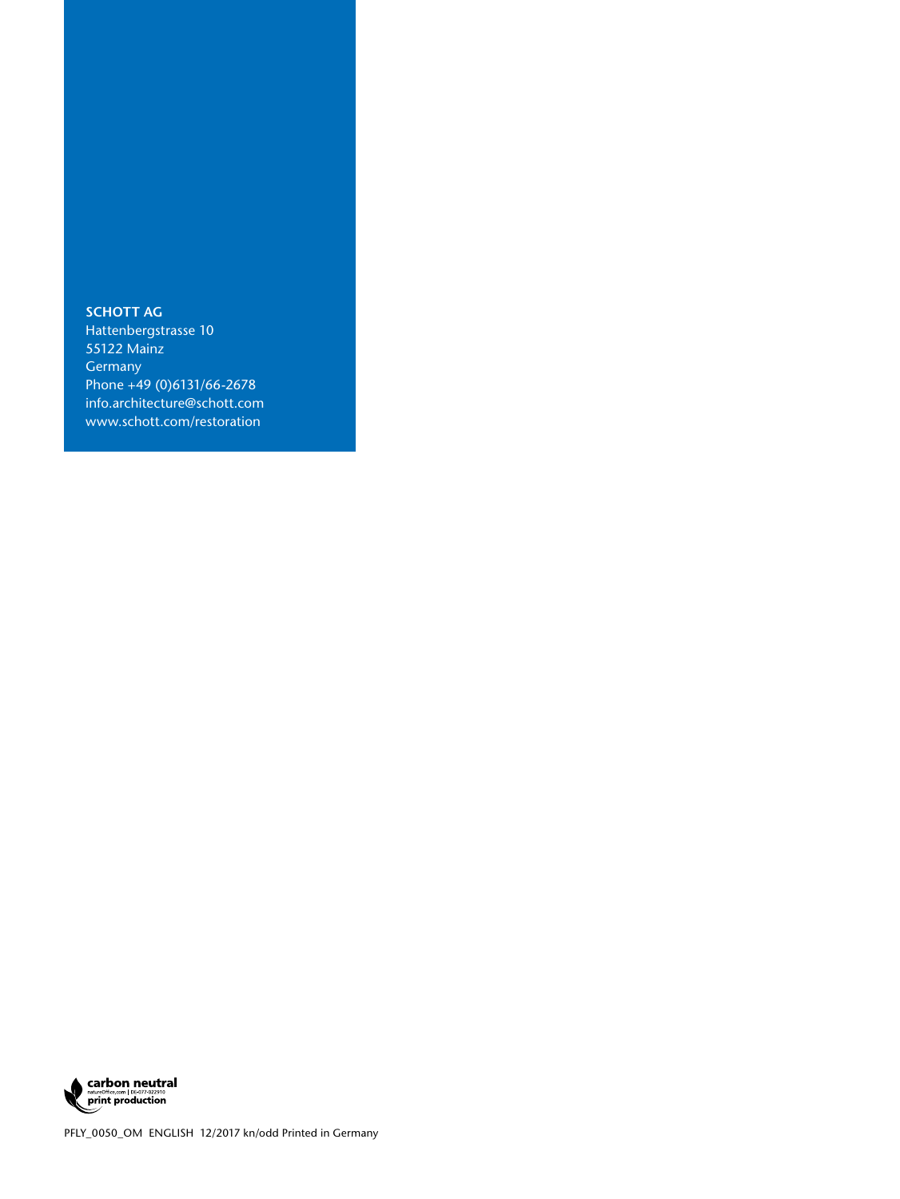**SCHOTT AG**
Hattenbergstrasse 10
55122 Mainz
Germany
Phone +49 (0)6131/66-2678
info.architecture@schott.com
www.schott.com/restoration

carbon neutral
natureOffice.com | DE-077-022910
print production

PFLY_0050_OM ENGLISH 12/2017 kn/odd Printed in Germany